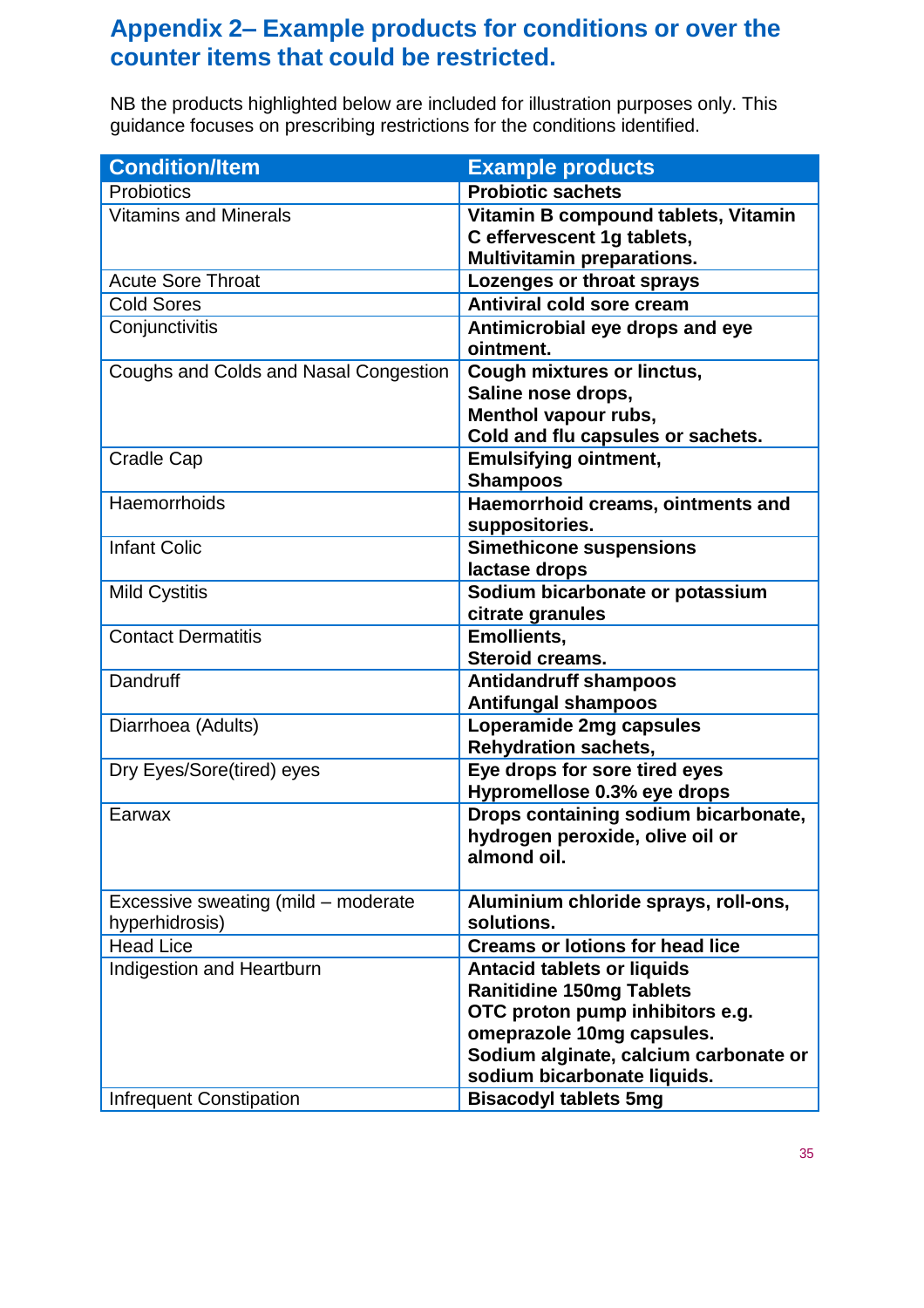## Appendix 2– Example products for conditions or over the counter items that could be restricted.

NB the products highlighted below are included for illustration purposes only. This guidance focuses on prescribing restrictions for the conditions identified.

| Condition/Item | Example products |
|---|---|
| Probiotics | **Probiotic sachets** |
| Vitamins and Minerals | **Vitamin B compound tablets, Vitamin C effervescent 1g tablets, Multivitamin preparations.** |
| Acute Sore Throat | **Lozenges or throat sprays** |
| Cold Sores | **Antiviral cold sore cream** |
| Conjunctivitis | **Antimicrobial eye drops and eye ointment.** |
| Coughs and Colds and Nasal Congestion | **Cough mixtures or linctus,<br>Saline nose drops,<br>Menthol vapour rubs,<br>Cold and flu capsules or sachets.** |
| Cradle Cap | **Emulsifying ointment,<br>Shampoos** |
| Haemorrhoids | **Haemorrhoid creams, ointments and suppositories.** |
| Infant Colic | **Simethicone suspensions<br>lactase drops** |
| Mild Cystitis | **Sodium bicarbonate or potassium citrate granules** |
| Contact Dermatitis | **Emollients,<br>Steroid creams.** |
| Dandruff | **Antidandruff shampoos<br>Antifungal shampoos** |
| Diarrhoea (Adults) | **Loperamide 2mg capsules<br>Rehydration sachets,** |
| Dry Eyes/Sore(tired) eyes | **Eye drops for sore tired eyes<br>Hypromellose 0.3% eye drops** |
| Earwax | **Drops containing sodium bicarbonate, hydrogen peroxide, olive oil or almond oil.** |
| Excessive sweating (mild – moderate hyperhidrosis) | **Aluminium chloride sprays, roll-ons, solutions.** |
| Head Lice | **Creams or lotions for head lice** |
| Indigestion and Heartburn | **Antacid tablets or liquids<br>Ranitidine 150mg Tablets<br>OTC proton pump inhibitors e.g. omeprazole 10mg capsules.<br>Sodium alginate, calcium carbonate or sodium bicarbonate liquids.** |
| Infrequent Constipation | **Bisacodyl tablets 5mg** |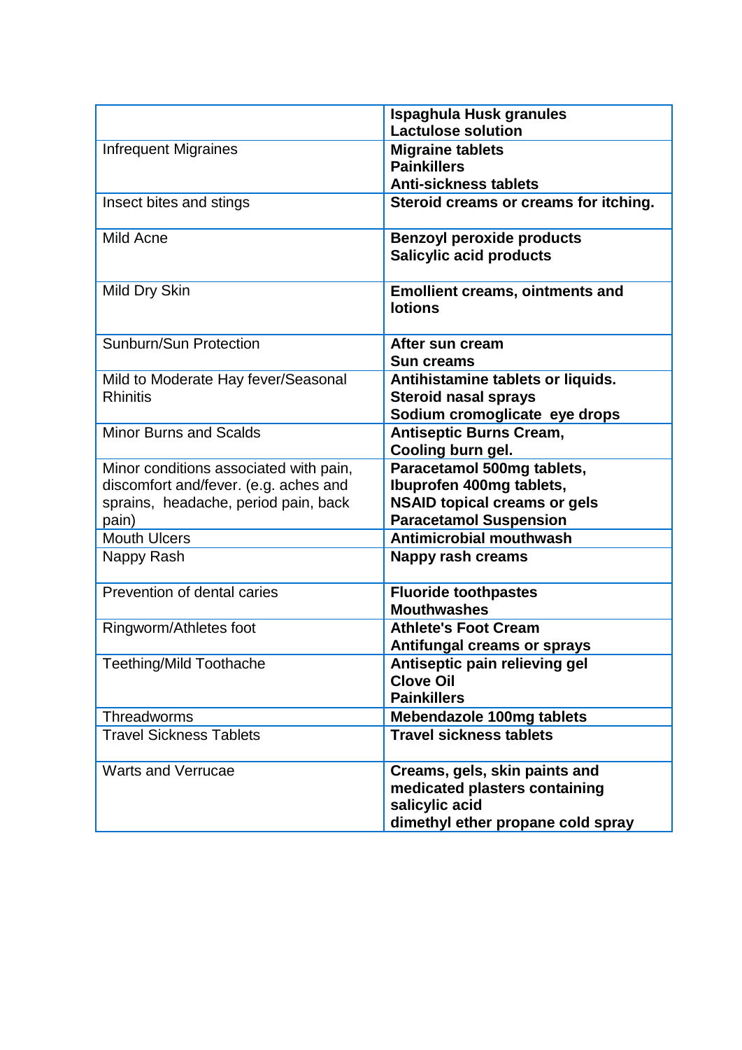| | |
|---|---|
| | **Ispaghula Husk granules**<br>**Lactulose solution** |
| Infrequent Migraines | **Migraine tablets**<br>**Painkillers**<br>**Anti-sickness tablets** |
| Insect bites and stings | **Steroid creams or creams for itching.** |
| Mild Acne | **Benzoyl peroxide products**<br>**Salicylic acid products** |
| Mild Dry Skin | **Emollient creams, ointments and lotions** |
| Sunburn/Sun Protection | **After sun cream**<br>**Sun creams** |
| Mild to Moderate Hay fever/Seasonal Rhinitis | **Antihistamine tablets or liquids.**<br>**Steroid nasal sprays**<br>**Sodium cromoglicate eye drops** |
| Minor Burns and Scalds | **Antiseptic Burns Cream,**<br>**Cooling burn gel.** |
| Minor conditions associated with pain, discomfort and/fever. (e.g. aches and sprains, headache, period pain, back pain) | **Paracetamol 500mg tablets,**<br>**Ibuprofen 400mg tablets,**<br>**NSAID topical creams or gels**<br>**Paracetamol Suspension** |
| Mouth Ulcers | **Antimicrobial mouthwash** |
| Nappy Rash | **Nappy rash creams** |
| Prevention of dental caries | **Fluoride toothpastes**<br>**Mouthwashes** |
| Ringworm/Athletes foot | **Athlete's Foot Cream**<br>**Antifungal creams or sprays** |
| Teething/Mild Toothache | **Antiseptic pain relieving gel**<br>**Clove Oil**<br>**Painkillers** |
| Threadworms | **Mebendazole 100mg tablets** |
| Travel Sickness Tablets | **Travel sickness tablets** |
| Warts and Verrucae | **Creams, gels, skin paints and medicated plasters containing salicylic acid**<br>**dimethyl ether propane cold spray** |